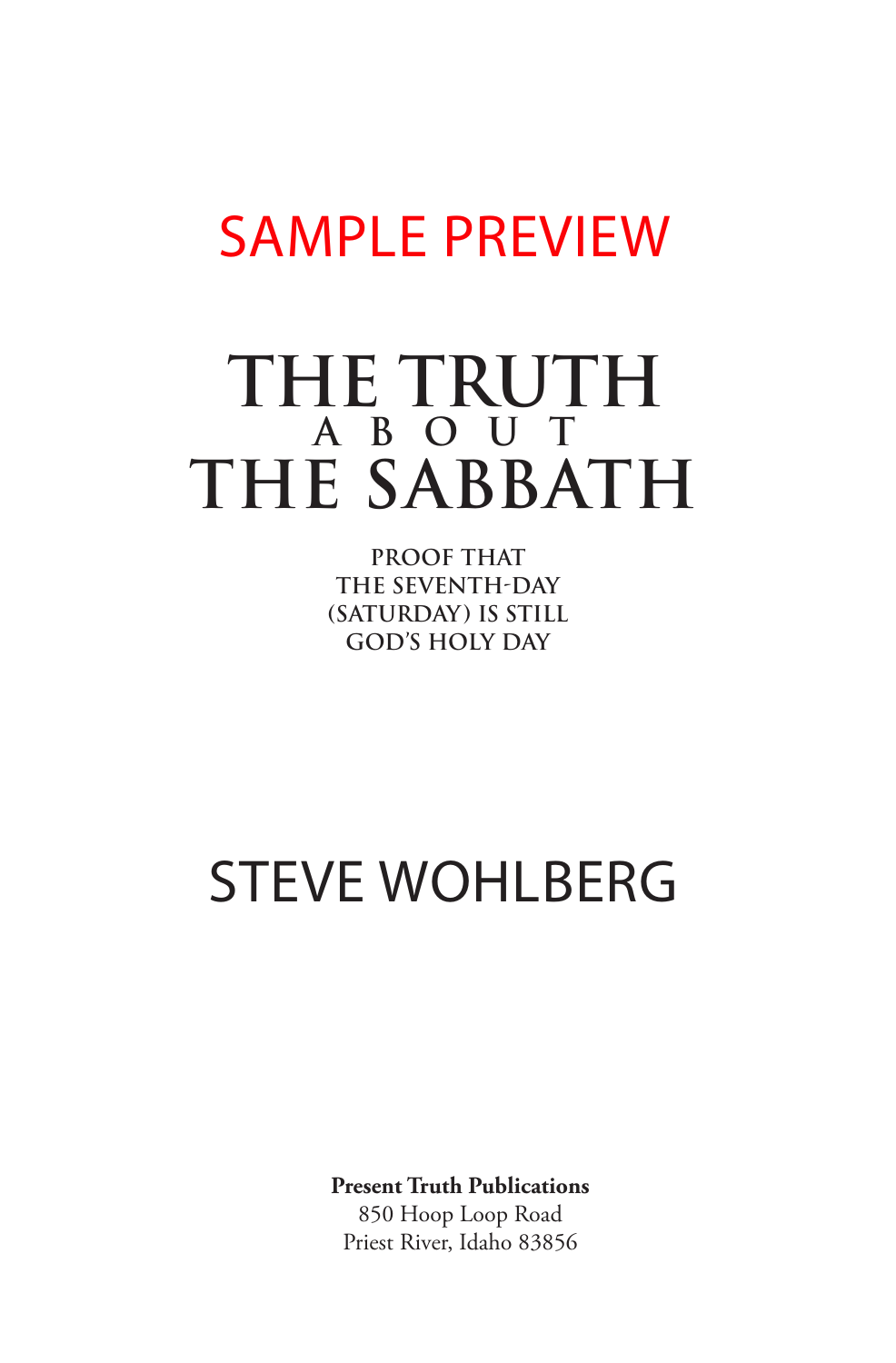SAMPLE PREVIEW

# THE TRUTH ABOUT THE SABBATH

**PROOF THAT THE SEVENTH-DAY (SATURDAY) IS STILL GOD'S HOLY DAY**

## STEVE WOHLBERG

**Present Truth Publications**
850 Hoop Loop Road
Priest River, Idaho 83856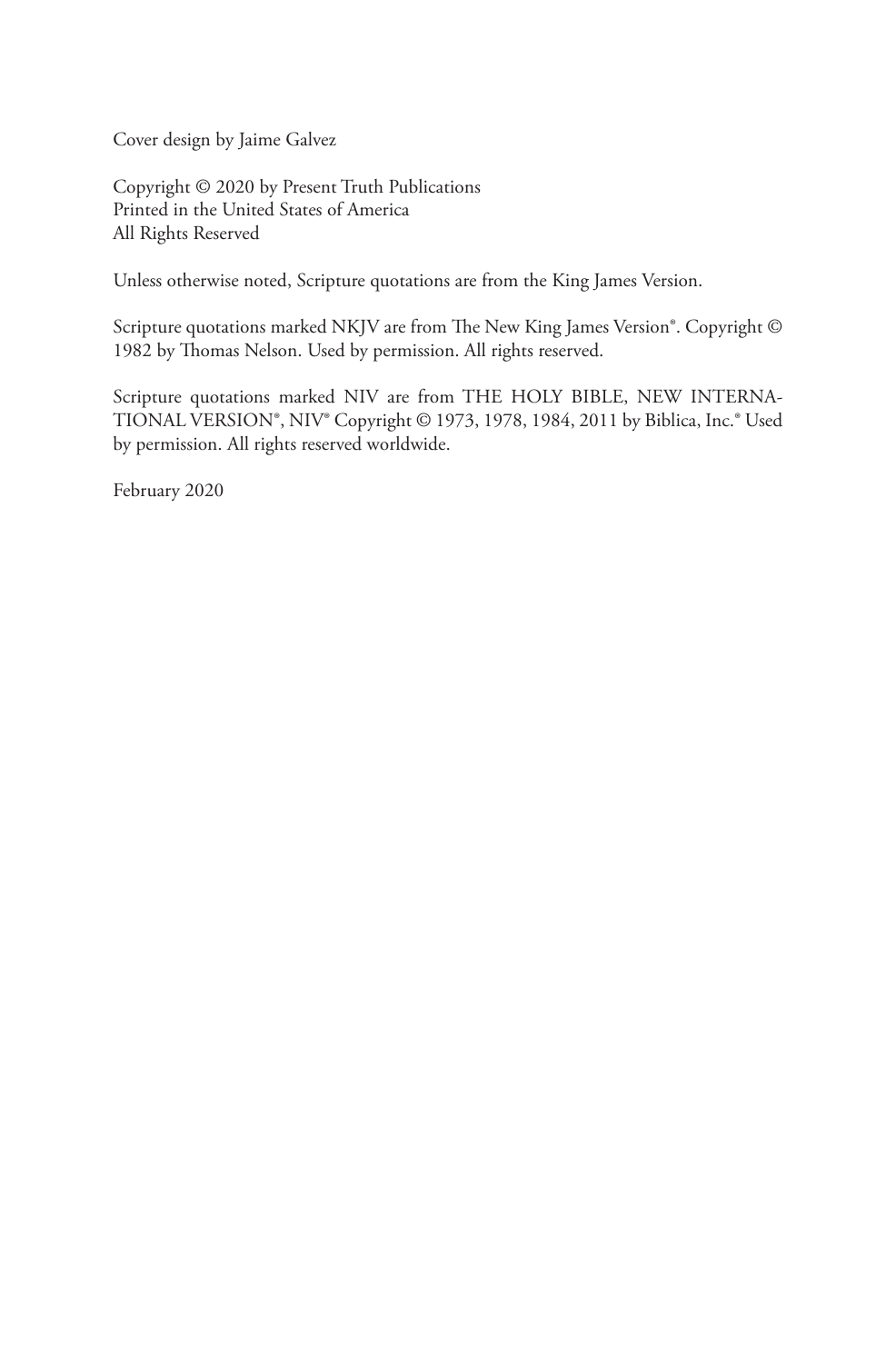Cover design by Jaime Galvez

Copyright © 2020 by Present Truth Publications
Printed in the United States of America
All Rights Reserved

Unless otherwise noted, Scripture quotations are from the King James Version.

Scripture quotations marked NKJV are from The New King James Version®. Copyright © 1982 by Thomas Nelson. Used by permission. All rights reserved.

Scripture quotations marked NIV are from THE HOLY BIBLE, NEW INTERNATIONAL VERSION®, NIV® Copyright © 1973, 1978, 1984, 2011 by Biblica, Inc.® Used by permission. All rights reserved worldwide.

February 2020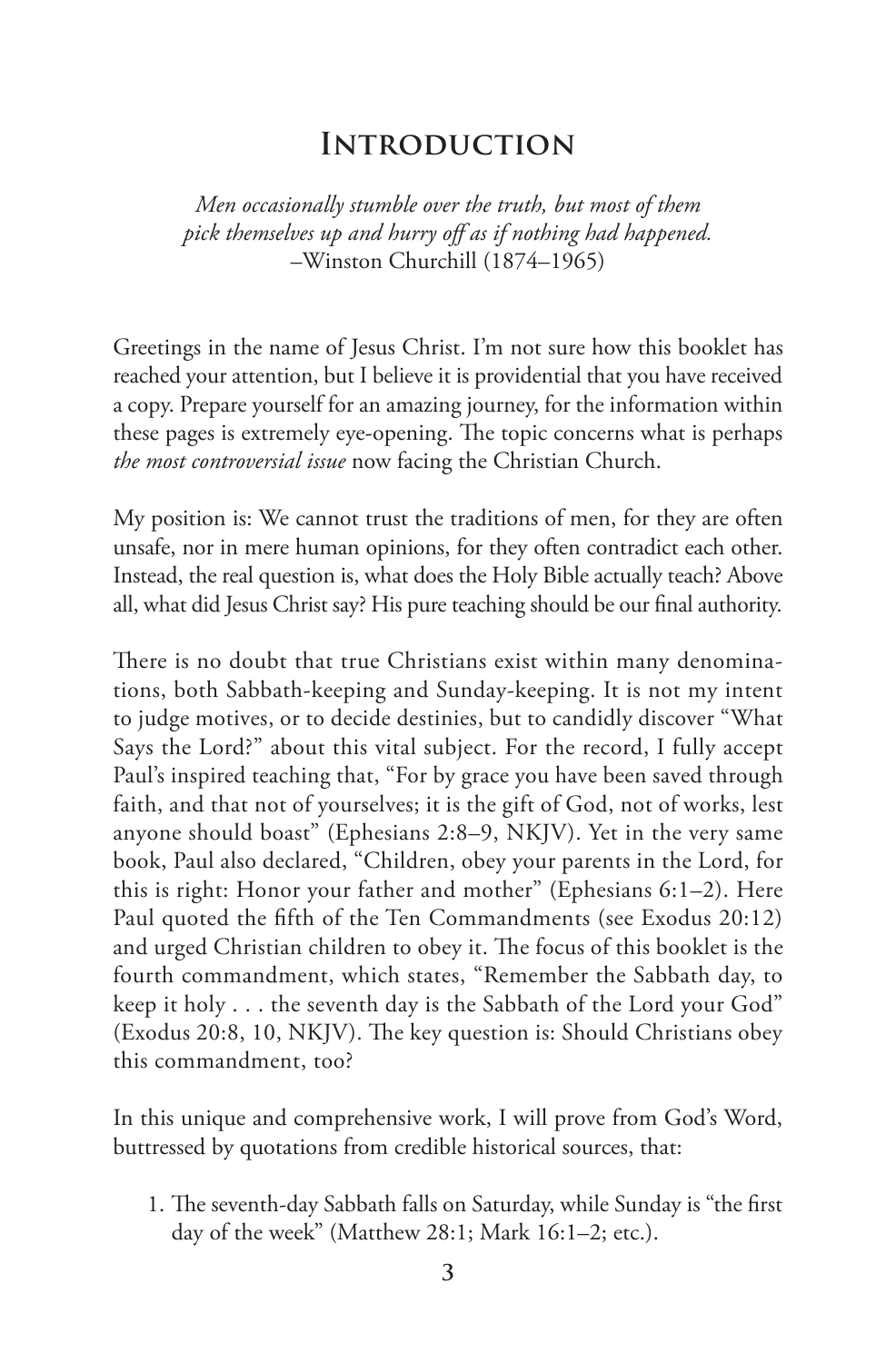# Introduction

*Men occasionally stumble over the truth, but most of them pick themselves up and hurry off as if nothing had happened.*
–Winston Churchill (1874–1965)

Greetings in the name of Jesus Christ. I'm not sure how this booklet has reached your attention, but I believe it is providential that you have received a copy. Prepare yourself for an amazing journey, for the information within these pages is extremely eye-opening. The topic concerns what is perhaps *the most controversial issue* now facing the Christian Church.

My position is: We cannot trust the traditions of men, for they are often unsafe, nor in mere human opinions, for they often contradict each other. Instead, the real question is, what does the Holy Bible actually teach? Above all, what did Jesus Christ say? His pure teaching should be our final authority.

There is no doubt that true Christians exist within many denominations, both Sabbath-keeping and Sunday-keeping. It is not my intent to judge motives, or to decide destinies, but to candidly discover "What Says the Lord?" about this vital subject. For the record, I fully accept Paul's inspired teaching that, "For by grace you have been saved through faith, and that not of yourselves; it is the gift of God, not of works, lest anyone should boast" (Ephesians 2:8–9, NKJV). Yet in the very same book, Paul also declared, "Children, obey your parents in the Lord, for this is right: Honor your father and mother" (Ephesians 6:1–2). Here Paul quoted the fifth of the Ten Commandments (see Exodus 20:12) and urged Christian children to obey it. The focus of this booklet is the fourth commandment, which states, "Remember the Sabbath day, to keep it holy . . . the seventh day is the Sabbath of the Lord your God" (Exodus 20:8, 10, NKJV). The key question is: Should Christians obey this commandment, too?

In this unique and comprehensive work, I will prove from God's Word, buttressed by quotations from credible historical sources, that:

1. The seventh-day Sabbath falls on Saturday, while Sunday is "the first day of the week" (Matthew 28:1; Mark 16:1–2; etc.).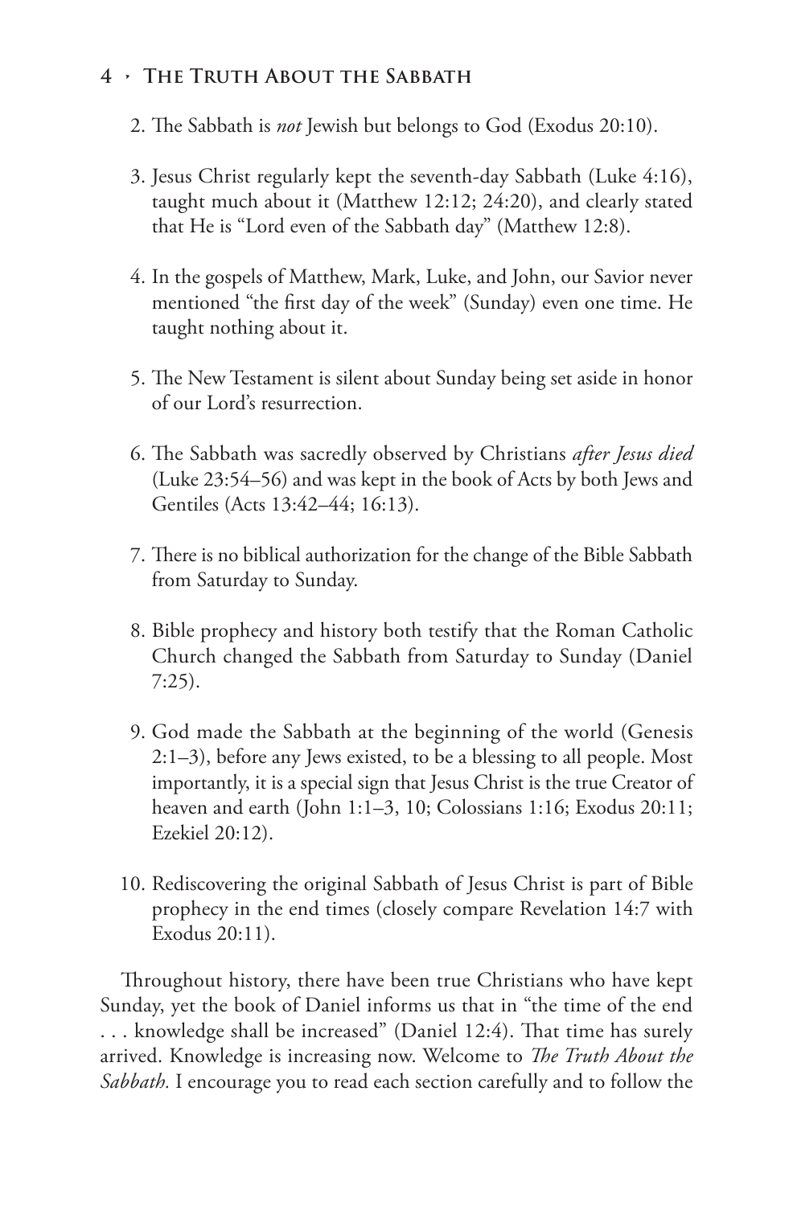2. The Sabbath is *not* Jewish but belongs to God (Exodus 20:10).

3. Jesus Christ regularly kept the seventh-day Sabbath (Luke 4:16), taught much about it (Matthew 12:12; 24:20), and clearly stated that He is "Lord even of the Sabbath day" (Matthew 12:8).

4. In the gospels of Matthew, Mark, Luke, and John, our Savior never mentioned "the first day of the week" (Sunday) even one time. He taught nothing about it.

5. The New Testament is silent about Sunday being set aside in honor of our Lord's resurrection.

6. The Sabbath was sacredly observed by Christians *after Jesus died* (Luke 23:54–56) and was kept in the book of Acts by both Jews and Gentiles (Acts 13:42–44; 16:13).

7. There is no biblical authorization for the change of the Bible Sabbath from Saturday to Sunday.

8. Bible prophecy and history both testify that the Roman Catholic Church changed the Sabbath from Saturday to Sunday (Daniel 7:25).

9. God made the Sabbath at the beginning of the world (Genesis 2:1–3), before any Jews existed, to be a blessing to all people. Most importantly, it is a special sign that Jesus Christ is the true Creator of heaven and earth (John 1:1–3, 10; Colossians 1:16; Exodus 20:11; Ezekiel 20:12).

10. Rediscovering the original Sabbath of Jesus Christ is part of Bible prophecy in the end times (closely compare Revelation 14:7 with Exodus 20:11).

Throughout history, there have been true Christians who have kept Sunday, yet the book of Daniel informs us that in "the time of the end . . . knowledge shall be increased" (Daniel 12:4). That time has surely arrived. Knowledge is increasing now. Welcome to *The Truth About the Sabbath.* I encourage you to read each section carefully and to follow the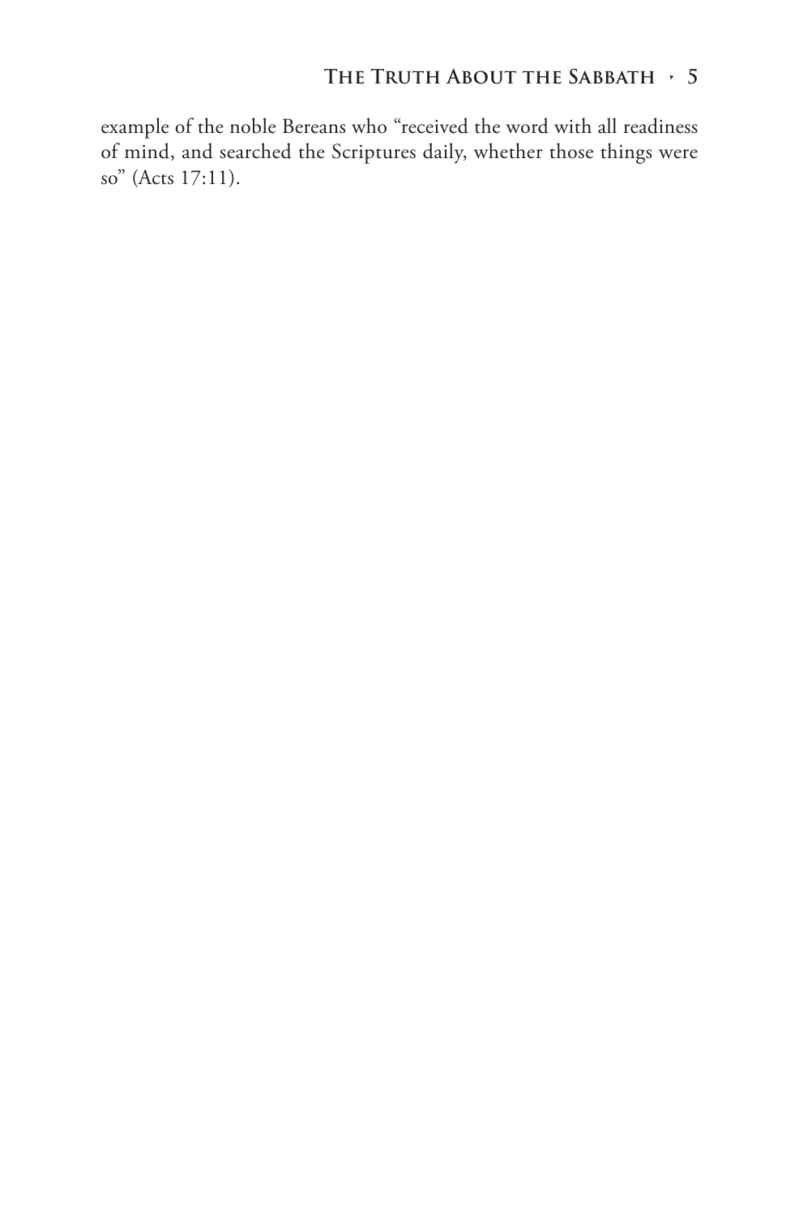example of the noble Bereans who "received the word with all readiness of mind, and searched the Scriptures daily, whether those things were so" (Acts 17:11).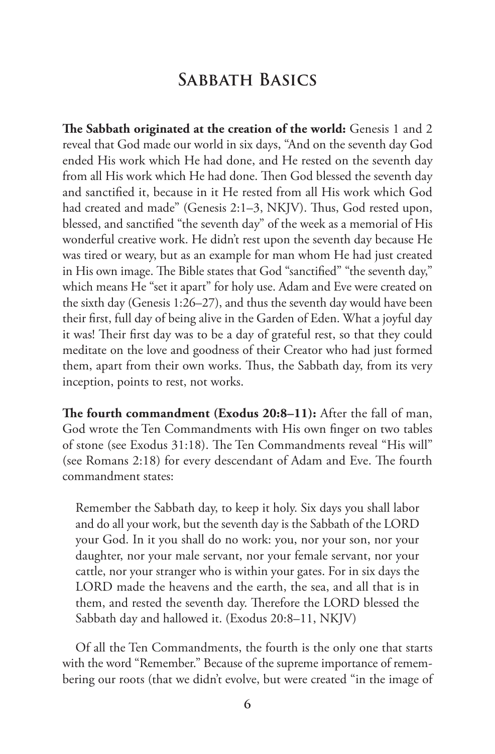# Sabbath Basics

**The Sabbath originated at the creation of the world:** Genesis 1 and 2 reveal that God made our world in six days, "And on the seventh day God ended His work which He had done, and He rested on the seventh day from all His work which He had done. Then God blessed the seventh day and sanctified it, because in it He rested from all His work which God had created and made" (Genesis 2:1–3, NKJV). Thus, God rested upon, blessed, and sanctified "the seventh day" of the week as a memorial of His wonderful creative work. He didn't rest upon the seventh day because He was tired or weary, but as an example for man whom He had just created in His own image. The Bible states that God "sanctified" "the seventh day," which means He "set it apart" for holy use. Adam and Eve were created on the sixth day (Genesis 1:26–27), and thus the seventh day would have been their first, full day of being alive in the Garden of Eden. What a joyful day it was! Their first day was to be a day of grateful rest, so that they could meditate on the love and goodness of their Creator who had just formed them, apart from their own works. Thus, the Sabbath day, from its very inception, points to rest, not works.

**The fourth commandment (Exodus 20:8–11):** After the fall of man, God wrote the Ten Commandments with His own finger on two tables of stone (see Exodus 31:18). The Ten Commandments reveal "His will" (see Romans 2:18) for every descendant of Adam and Eve. The fourth commandment states:

> Remember the Sabbath day, to keep it holy. Six days you shall labor and do all your work, but the seventh day is the Sabbath of the LORD your God. In it you shall do no work: you, nor your son, nor your daughter, nor your male servant, nor your female servant, nor your cattle, nor your stranger who is within your gates. For in six days the LORD made the heavens and the earth, the sea, and all that is in them, and rested the seventh day. Therefore the LORD blessed the Sabbath day and hallowed it. (Exodus 20:8–11, NKJV)

Of all the Ten Commandments, the fourth is the only one that starts with the word "Remember." Because of the supreme importance of remembering our roots (that we didn't evolve, but were created "in the image of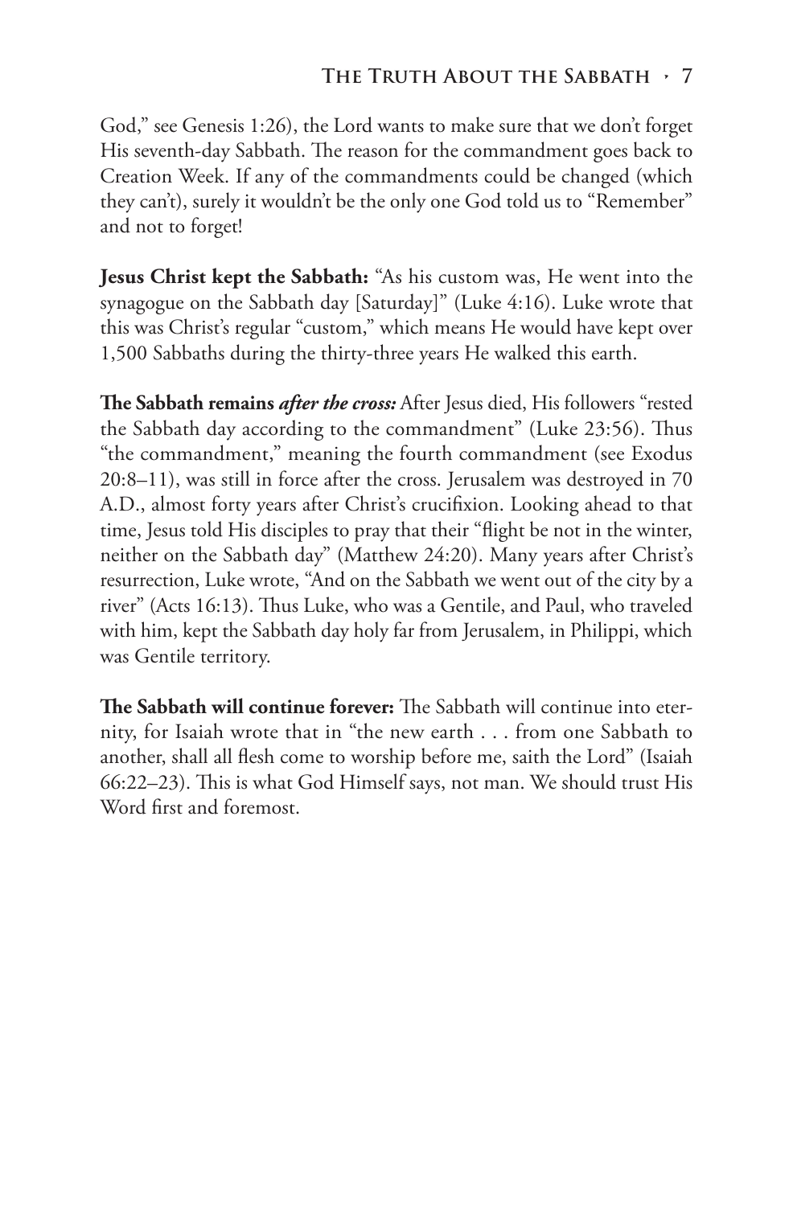God," see Genesis 1:26), the Lord wants to make sure that we don't forget His seventh-day Sabbath. The reason for the commandment goes back to Creation Week. If any of the commandments could be changed (which they can't), surely it wouldn't be the only one God told us to "Remember" and not to forget!

**Jesus Christ kept the Sabbath:** "As his custom was, He went into the synagogue on the Sabbath day [Saturday]" (Luke 4:16). Luke wrote that this was Christ's regular "custom," which means He would have kept over 1,500 Sabbaths during the thirty-three years He walked this earth.

**The Sabbath remains *after the cross:*** After Jesus died, His followers "rested the Sabbath day according to the commandment" (Luke 23:56). Thus "the commandment," meaning the fourth commandment (see Exodus 20:8–11), was still in force after the cross. Jerusalem was destroyed in 70 A.D., almost forty years after Christ's crucifixion. Looking ahead to that time, Jesus told His disciples to pray that their "flight be not in the winter, neither on the Sabbath day" (Matthew 24:20). Many years after Christ's resurrection, Luke wrote, "And on the Sabbath we went out of the city by a river" (Acts 16:13). Thus Luke, who was a Gentile, and Paul, who traveled with him, kept the Sabbath day holy far from Jerusalem, in Philippi, which was Gentile territory.

**The Sabbath will continue forever:** The Sabbath will continue into eternity, for Isaiah wrote that in "the new earth . . . from one Sabbath to another, shall all flesh come to worship before me, saith the Lord" (Isaiah 66:22–23). This is what God Himself says, not man. We should trust His Word first and foremost.